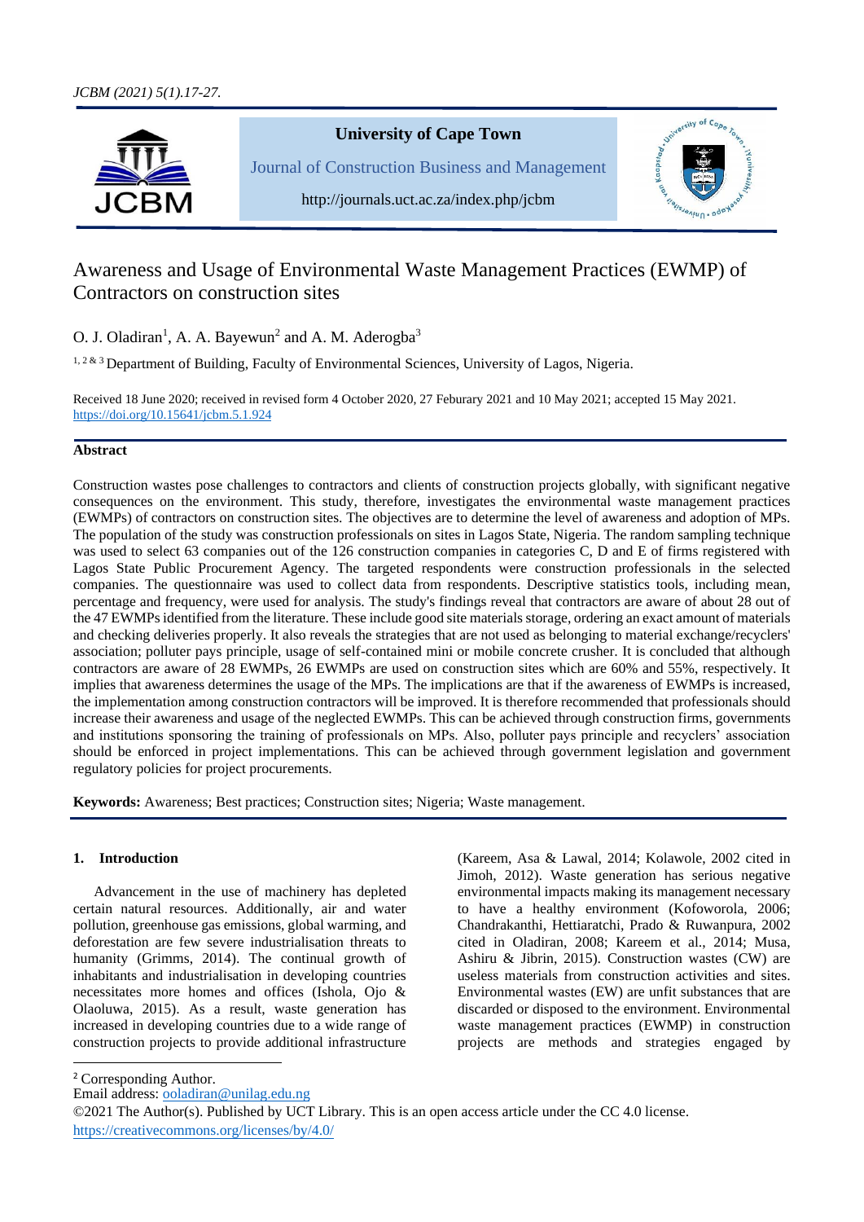# Awareness and Usage of Environmental Waste Management Practices (EWMP) of Contractors on construction sites

O. J. Oladiran[1], A. A. Bayewun[2] and A. M. Aderogba[3]

[1, 2 & 3] Department of Building, Faculty of Environmental Sciences, University of Lagos, Nigeria.

Received 18 June 2020; received in revised form 4 October 2020, 27 Feburary 2021 and 10 May 2021; accepted 15 May 2021.
https://doi.org/10.15641/jcbm.5.1.924

## Abstract

Construction wastes pose challenges to contractors and clients of construction projects globally, with significant negative consequences on the environment. This study, therefore, investigates the environmental waste management practices (EWMPs) of contractors on construction sites. The objectives are to determine the level of awareness and adoption of MPs. The population of the study was construction professionals on sites in Lagos State, Nigeria. The random sampling technique was used to select 63 companies out of the 126 construction companies in categories C, D and E of firms registered with Lagos State Public Procurement Agency. The targeted respondents were construction professionals in the selected companies. The questionnaire was used to collect data from respondents. Descriptive statistics tools, including mean, percentage and frequency, were used for analysis. The study's findings reveal that contractors are aware of about 28 out of the 47 EWMPs identified from the literature. These include good site materials storage, ordering an exact amount of materials and checking deliveries properly. It also reveals the strategies that are not used as belonging to material exchange/recyclers' association; polluter pays principle, usage of self-contained mini or mobile concrete crusher. It is concluded that although contractors are aware of 28 EWMPs, 26 EWMPs are used on construction sites which are 60% and 55%, respectively. It implies that awareness determines the usage of the MPs. The implications are that if the awareness of EWMPs is increased, the implementation among construction contractors will be improved. It is therefore recommended that professionals should increase their awareness and usage of the neglected EWMPs. This can be achieved through construction firms, governments and institutions sponsoring the training of professionals on MPs. Also, polluter pays principle and recyclers' association should be enforced in project implementations. This can be achieved through government legislation and government regulatory policies for project procurements.

**Keywords:** Awareness; Best practices; Construction sites; Nigeria; Waste management.

## 1. Introduction

Advancement in the use of machinery has depleted certain natural resources. Additionally, air and water pollution, greenhouse gas emissions, global warming, and deforestation are few severe industrialisation threats to humanity (Grimms, 2014). The continual growth of inhabitants and industrialisation in developing countries necessitates more homes and offices (Ishola, Ojo & Olaoluwa, 2015). As a result, waste generation has increased in developing countries due to a wide range of construction projects to provide additional infrastructure (Kareem, Asa & Lawal, 2014; Kolawole, 2002 cited in Jimoh, 2012). Waste generation has serious negative environmental impacts making its management necessary to have a healthy environment (Kofoworola, 2006; Chandrakanthi, Hettiaratchi, Prado & Ruwanpura, 2002 cited in Oladiran, 2008; Kareem et al., 2014; Musa, Ashiru & Jibrin, 2015). Construction wastes (CW) are useless materials from construction activities and sites. Environmental wastes (EW) are unfit substances that are discarded or disposed to the environment. Environmental waste management practices (EWMP) in construction projects are methods and strategies engaged by

[2] Corresponding Author.
Email address: ooladiran@unilag.edu.ng
©2021 The Author(s). Published by UCT Library. This is an open access article under the CC 4.0 license.
https://creativecommons.org/licenses/by/4.0/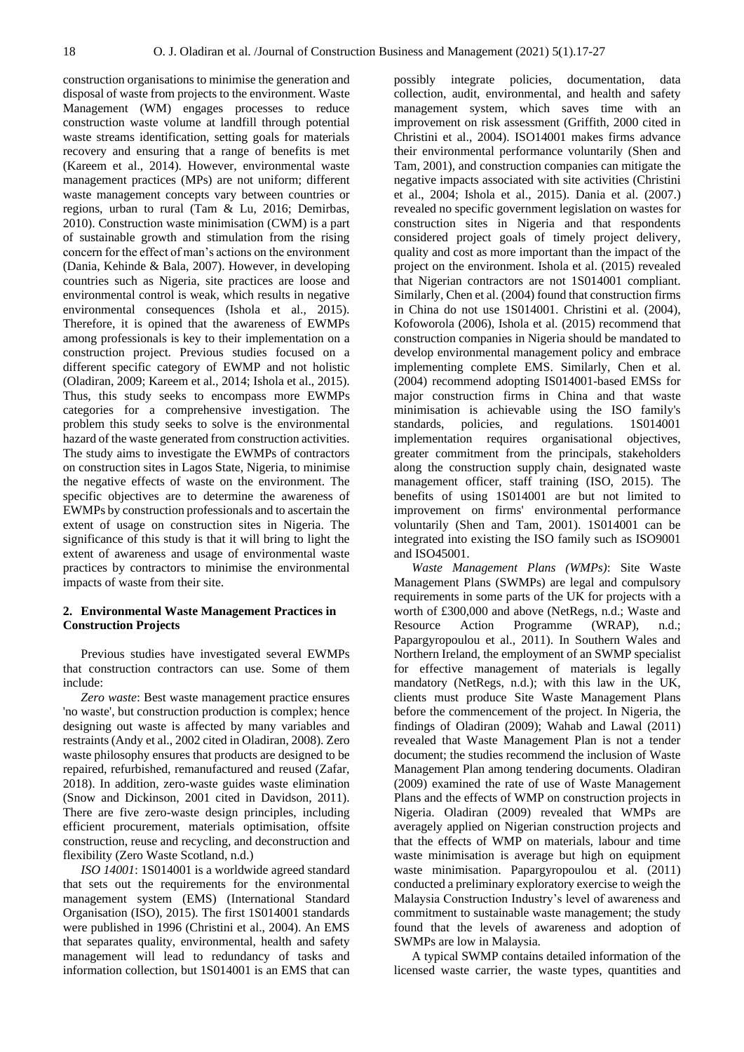construction organisations to minimise the generation and disposal of waste from projects to the environment. Waste Management (WM) engages processes to reduce construction waste volume at landfill through potential waste streams identification, setting goals for materials recovery and ensuring that a range of benefits is met (Kareem et al., 2014). However, environmental waste management practices (MPs) are not uniform; different waste management concepts vary between countries or regions, urban to rural (Tam & Lu, 2016; Demirbas, 2010). Construction waste minimisation (CWM) is a part of sustainable growth and stimulation from the rising concern for the effect of man's actions on the environment (Dania, Kehinde & Bala, 2007). However, in developing countries such as Nigeria, site practices are loose and environmental control is weak, which results in negative environmental consequences (Ishola et al., 2015). Therefore, it is opined that the awareness of EWMPs among professionals is key to their implementation on a construction project. Previous studies focused on a different specific category of EWMP and not holistic (Oladiran, 2009; Kareem et al., 2014; Ishola et al., 2015). Thus, this study seeks to encompass more EWMPs categories for a comprehensive investigation. The problem this study seeks to solve is the environmental hazard of the waste generated from construction activities. The study aims to investigate the EWMPs of contractors on construction sites in Lagos State, Nigeria, to minimise the negative effects of waste on the environment. The specific objectives are to determine the awareness of EWMPs by construction professionals and to ascertain the extent of usage on construction sites in Nigeria. The significance of this study is that it will bring to light the extent of awareness and usage of environmental waste practices by contractors to minimise the environmental impacts of waste from their site.

## 2. Environmental Waste Management Practices in Construction Projects

Previous studies have investigated several EWMPs that construction contractors can use. Some of them include:

*Zero waste*: Best waste management practice ensures 'no waste', but construction production is complex; hence designing out waste is affected by many variables and restraints (Andy et al., 2002 cited in Oladiran, 2008). Zero waste philosophy ensures that products are designed to be repaired, refurbished, remanufactured and reused (Zafar, 2018). In addition, zero-waste guides waste elimination (Snow and Dickinson, 2001 cited in Davidson, 2011). There are five zero-waste design principles, including efficient procurement, materials optimisation, offsite construction, reuse and recycling, and deconstruction and flexibility (Zero Waste Scotland, n.d.)

*ISO 14001*: 1S014001 is a worldwide agreed standard that sets out the requirements for the environmental management system (EMS) (International Standard Organisation (ISO), 2015). The first 1S014001 standards were published in 1996 (Christini et al., 2004). An EMS that separates quality, environmental, health and safety management will lead to redundancy of tasks and information collection, but 1S014001 is an EMS that can possibly integrate policies, documentation, data collection, audit, environmental, and health and safety management system, which saves time with an improvement on risk assessment (Griffith, 2000 cited in Christini et al., 2004). ISO14001 makes firms advance their environmental performance voluntarily (Shen and Tam, 2001), and construction companies can mitigate the negative impacts associated with site activities (Christini et al., 2004; Ishola et al., 2015). Dania et al. (2007.) revealed no specific government legislation on wastes for construction sites in Nigeria and that respondents considered project goals of timely project delivery, quality and cost as more important than the impact of the project on the environment. Ishola et al. (2015) revealed that Nigerian contractors are not 1S014001 compliant. Similarly, Chen et al. (2004) found that construction firms in China do not use 1S014001. Christini et al. (2004), Kofoworola (2006), Ishola et al. (2015) recommend that construction companies in Nigeria should be mandated to develop environmental management policy and embrace implementing complete EMS. Similarly, Chen et al. (2004) recommend adopting IS014001-based EMSs for major construction firms in China and that waste minimisation is achievable using the ISO family's standards, policies, and regulations. 1S014001 implementation requires organisational objectives, greater commitment from the principals, stakeholders along the construction supply chain, designated waste management officer, staff training (ISO, 2015). The benefits of using 1S014001 are but not limited to improvement on firms' environmental performance voluntarily (Shen and Tam, 2001). 1S014001 can be integrated into existing the ISO family such as ISO9001 and ISO45001.

*Waste Management Plans (WMPs)*: Site Waste Management Plans (SWMPs) are legal and compulsory requirements in some parts of the UK for projects with a worth of £300,000 and above (NetRegs, n.d.; Waste and Resource Action Programme (WRAP), n.d.; Papargyropoulou et al., 2011). In Southern Wales and Northern Ireland, the employment of an SWMP specialist for effective management of materials is legally mandatory (NetRegs, n.d.); with this law in the UK, clients must produce Site Waste Management Plans before the commencement of the project. In Nigeria, the findings of Oladiran (2009); Wahab and Lawal (2011) revealed that Waste Management Plan is not a tender document; the studies recommend the inclusion of Waste Management Plan among tendering documents. Oladiran (2009) examined the rate of use of Waste Management Plans and the effects of WMP on construction projects in Nigeria. Oladiran (2009) revealed that WMPs are averagely applied on Nigerian construction projects and that the effects of WMP on materials, labour and time waste minimisation is average but high on equipment waste minimisation. Papargyropoulou et al. (2011) conducted a preliminary exploratory exercise to weigh the Malaysia Construction Industry's level of awareness and commitment to sustainable waste management; the study found that the levels of awareness and adoption of SWMPs are low in Malaysia.

A typical SWMP contains detailed information of the licensed waste carrier, the waste types, quantities and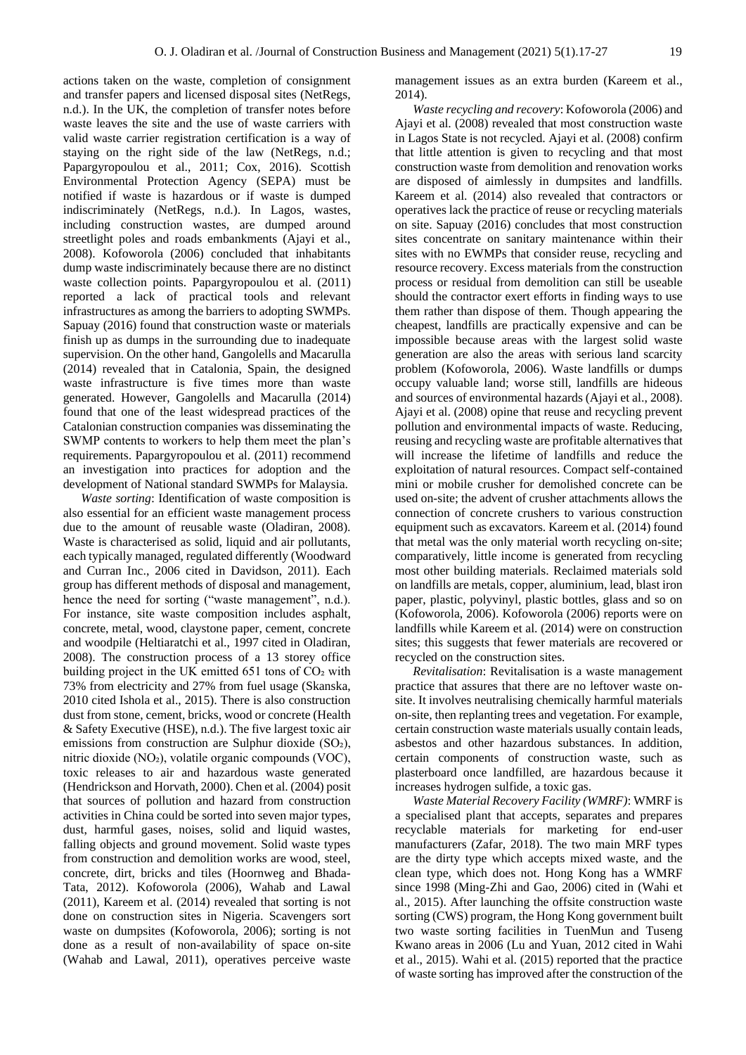actions taken on the waste, completion of consignment and transfer papers and licensed disposal sites (NetRegs, n.d.). In the UK, the completion of transfer notes before waste leaves the site and the use of waste carriers with valid waste carrier registration certification is a way of staying on the right side of the law (NetRegs, n.d.; Papargyropoulou et al., 2011; Cox, 2016). Scottish Environmental Protection Agency (SEPA) must be notified if waste is hazardous or if waste is dumped indiscriminately (NetRegs, n.d.). In Lagos, wastes, including construction wastes, are dumped around streetlight poles and roads embankments (Ajayi et al., 2008). Kofoworola (2006) concluded that inhabitants dump waste indiscriminately because there are no distinct waste collection points. Papargyropoulou et al. (2011) reported a lack of practical tools and relevant infrastructures as among the barriers to adopting SWMPs. Sapuay (2016) found that construction waste or materials finish up as dumps in the surrounding due to inadequate supervision. On the other hand, Gangolells and Macarulla (2014) revealed that in Catalonia, Spain, the designed waste infrastructure is five times more than waste generated. However, Gangolells and Macarulla (2014) found that one of the least widespread practices of the Catalonian construction companies was disseminating the SWMP contents to workers to help them meet the plan's requirements. Papargyropoulou et al. (2011) recommend an investigation into practices for adoption and the development of National standard SWMPs for Malaysia.

*Waste sorting*: Identification of waste composition is also essential for an efficient waste management process due to the amount of reusable waste (Oladiran, 2008). Waste is characterised as solid, liquid and air pollutants, each typically managed, regulated differently (Woodward and Curran Inc., 2006 cited in Davidson, 2011). Each group has different methods of disposal and management, hence the need for sorting ("waste management", n.d.). For instance, site waste composition includes asphalt, concrete, metal, wood, claystone paper, cement, concrete and woodpile (Heltiaratchi et al., 1997 cited in Oladiran, 2008). The construction process of a 13 storey office building project in the UK emitted 651 tons of $CO_2$ with 73% from electricity and 27% from fuel usage (Skanska, 2010 cited Ishola et al., 2015). There is also construction dust from stone, cement, bricks, wood or concrete (Health & Safety Executive (HSE), n.d.). The five largest toxic air emissions from construction are Sulphur dioxide ($SO_2$), nitric dioxide ($NO_2$), volatile organic compounds (VOC), toxic releases to air and hazardous waste generated (Hendrickson and Horvath, 2000). Chen et al. (2004) posit that sources of pollution and hazard from construction activities in China could be sorted into seven major types, dust, harmful gases, noises, solid and liquid wastes, falling objects and ground movement. Solid waste types from construction and demolition works are wood, steel, concrete, dirt, bricks and tiles (Hoornweg and Bhada-Tata, 2012). Kofoworola (2006), Wahab and Lawal (2011), Kareem et al. (2014) revealed that sorting is not done on construction sites in Nigeria. Scavengers sort waste on dumpsites (Kofoworola, 2006); sorting is not done as a result of non-availability of space on-site (Wahab and Lawal, 2011), operatives perceive waste management issues as an extra burden (Kareem et al., 2014).

*Waste recycling and recovery*: Kofoworola (2006) and Ajayi et al. (2008) revealed that most construction waste in Lagos State is not recycled. Ajayi et al. (2008) confirm that little attention is given to recycling and that most construction waste from demolition and renovation works are disposed of aimlessly in dumpsites and landfills. Kareem et al. (2014) also revealed that contractors or operatives lack the practice of reuse or recycling materials on site. Sapuay (2016) concludes that most construction sites concentrate on sanitary maintenance within their sites with no EWMPs that consider reuse, recycling and resource recovery. Excess materials from the construction process or residual from demolition can still be useable should the contractor exert efforts in finding ways to use them rather than dispose of them. Though appearing the cheapest, landfills are practically expensive and can be impossible because areas with the largest solid waste generation are also the areas with serious land scarcity problem (Kofoworola, 2006). Waste landfills or dumps occupy valuable land; worse still, landfills are hideous and sources of environmental hazards (Ajayi et al., 2008). Ajayi et al. (2008) opine that reuse and recycling prevent pollution and environmental impacts of waste. Reducing, reusing and recycling waste are profitable alternatives that will increase the lifetime of landfills and reduce the exploitation of natural resources. Compact self-contained mini or mobile crusher for demolished concrete can be used on-site; the advent of crusher attachments allows the connection of concrete crushers to various construction equipment such as excavators. Kareem et al. (2014) found that metal was the only material worth recycling on-site; comparatively, little income is generated from recycling most other building materials. Reclaimed materials sold on landfills are metals, copper, aluminium, lead, blast iron paper, plastic, polyvinyl, plastic bottles, glass and so on (Kofoworola, 2006). Kofoworola (2006) reports were on landfills while Kareem et al. (2014) were on construction sites; this suggests that fewer materials are recovered or recycled on the construction sites.

*Revitalisation*: Revitalisation is a waste management practice that assures that there are no leftover waste on-site. It involves neutralising chemically harmful materials on-site, then replanting trees and vegetation. For example, certain construction waste materials usually contain leads, asbestos and other hazardous substances. In addition, certain components of construction waste, such as plasterboard once landfilled, are hazardous because it increases hydrogen sulfide, a toxic gas.

*Waste Material Recovery Facility (WMRF)*: WMRF is a specialised plant that accepts, separates and prepares recyclable materials for marketing for end-user manufacturers (Zafar, 2018). The two main MRF types are the dirty type which accepts mixed waste, and the clean type, which does not. Hong Kong has a WMRF since 1998 (Ming-Zhi and Gao, 2006) cited in (Wahi et al., 2015). After launching the offsite construction waste sorting (CWS) program, the Hong Kong government built two waste sorting facilities in TuenMun and Tuseng Kwano areas in 2006 (Lu and Yuan, 2012 cited in Wahi et al., 2015). Wahi et al. (2015) reported that the practice of waste sorting has improved after the construction of the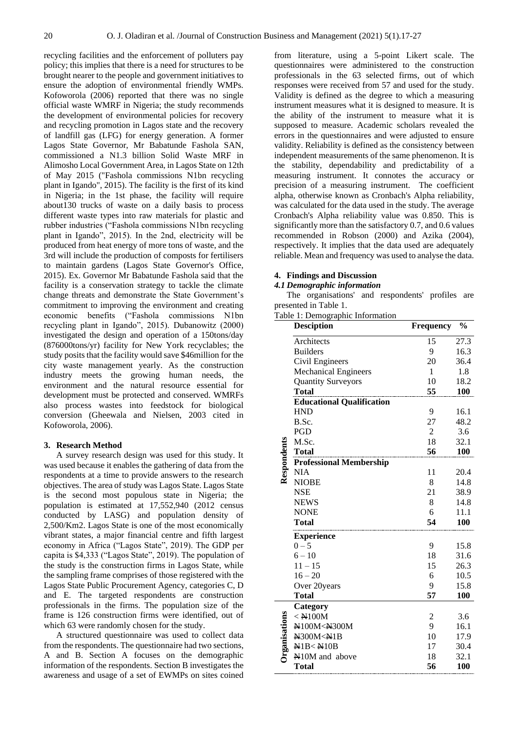recycling facilities and the enforcement of polluters pay policy; this implies that there is a need for structures to be brought nearer to the people and government initiatives to ensure the adoption of environmental friendly WMPs. Kofoworola (2006) reported that there was no single official waste WMRF in Nigeria; the study recommends the development of environmental policies for recovery and recycling promotion in Lagos state and the recovery of landfill gas (LFG) for energy generation. A former Lagos State Governor, Mr Babatunde Fashola SAN, commissioned a N1.3 billion Solid Waste MRF in Alimosho Local Government Area, in Lagos State on 12th of May 2015 ("Fashola commissions N1bn recycling plant in Igando", 2015). The facility is the first of its kind in Nigeria; in the 1st phase, the facility will require about130 trucks of waste on a daily basis to process different waste types into raw materials for plastic and rubber industries ("Fashola commissions N1bn recycling plant in Igando", 2015). In the 2nd, electricity will be produced from heat energy of more tons of waste, and the 3rd will include the production of composts for fertilisers to maintain gardens (Lagos State Governor's Office, 2015). Ex. Governor Mr Babatunde Fashola said that the facility is a conservation strategy to tackle the climate change threats and demonstrate the State Government's commitment to improving the environment and creating economic benefits ("Fashola commissions N1bn recycling plant in Igando", 2015). Dubanowitz (2000) investigated the design and operation of a 150tons/day (876000tons/yr) facility for New York recyclables; the study posits that the facility would save $46million for the city waste management yearly. As the construction industry meets the growing human needs, the environment and the natural resource essential for development must be protected and conserved. WMRFs also process wastes into feedstock for biological conversion (Gheewala and Nielsen, 2003 cited in Kofoworola, 2006).

## 3. Research Method

A survey research design was used for this study. It was used because it enables the gathering of data from the respondents at a time to provide answers to the research objectives. The area of study was Lagos State. Lagos State is the second most populous state in Nigeria; the population is estimated at 17,552,940 (2012 census conducted by LASG) and population density of 2,500/Km2. Lagos State is one of the most economically vibrant states, a major financial centre and fifth largest economy in Africa ("Lagos State", 2019). The GDP per capita is $4,333 ("Lagos State", 2019). The population of the study is the construction firms in Lagos State, while the sampling frame comprises of those registered with the Lagos State Public Procurement Agency, categories C, D and E. The targeted respondents are construction professionals in the firms. The population size of the frame is 126 construction firms were identified, out of which 63 were randomly chosen for the study.

A structured questionnaire was used to collect data from the respondents. The questionnaire had two sections, A and B. Section A focuses on the demographic information of the respondents. Section B investigates the awareness and usage of a set of EWMPs on sites coined from literature, using a 5-point Likert scale. The questionnaires were administered to the construction professionals in the 63 selected firms, out of which responses were received from 57 and used for the study. Validity is defined as the degree to which a measuring instrument measures what it is designed to measure. It is the ability of the instrument to measure what it is supposed to measure. Academic scholars revealed the errors in the questionnaires and were adjusted to ensure validity. Reliability is defined as the consistency between independent measurements of the same phenomenon. It is the stability, dependability and predictability of a measuring instrument. It connotes the accuracy or precision of a measuring instrument. The coefficient alpha, otherwise known as Cronbach's Alpha reliability, was calculated for the data used in the study. The average Cronbach's Alpha reliability value was 0.850. This is significantly more than the satisfactory 0.7, and 0.6 values recommended in Robson (2000) and Azika (2004), respectively. It implies that the data used are adequately reliable. Mean and frequency was used to analyse the data.

## 4. Findings and Discussion

### *4.1 Demographic information*

The organisations' and respondents' profiles are presented in Table 1.

Table 1: Demographic Information

| | Desciption | Frequency | % |
|---|---|---|---|
| Respondents | Architects | 15 | 27.3 |
| | Builders | 9 | 16.3 |
| | Civil Engineers | 20 | 36.4 |
| | Mechanical Engineers | 1 | 1.8 |
| | Quantity Surveyors | 10 | 18.2 |
| | **Total** | **55** | **100** |
| | **Educational Qualification** | | |
| | HND | 9 | 16.1 |
| | B.Sc. | 27 | 48.2 |
| | PGD | 2 | 3.6 |
| | M.Sc. | 18 | 32.1 |
| | **Total** | **56** | **100** |
| | **Professional Membership** | | |
| | NIA | 11 | 20.4 |
| | NIOBE | 8 | 14.8 |
| | NSE | 21 | 38.9 |
| | NEWS | 8 | 14.8 |
| | NONE | 6 | 11.1 |
| | **Total** | **54** | **100** |
| | **Experience** | | |
| | 0 – 5 | 9 | 15.8 |
| | 6 – 10 | 18 | 31.6 |
| | 11 – 15 | 15 | 26.3 |
| | 16 – 20 | 6 | 10.5 |
| | Over 20years | 9 | 15.8 |
| | **Total** | **57** | **100** |
| Organisations | **Category** | | |
| | < ₦100M | 2 | 3.6 |
| | ₦100M<₦300M | 9 | 16.1 |
| | ₦300M<₦1B | 10 | 17.9 |
| | ₦1B< ₦10B | 17 | 30.4 |
| | ₦10M and above | 18 | 32.1 |
| | **Total** | **56** | **100** |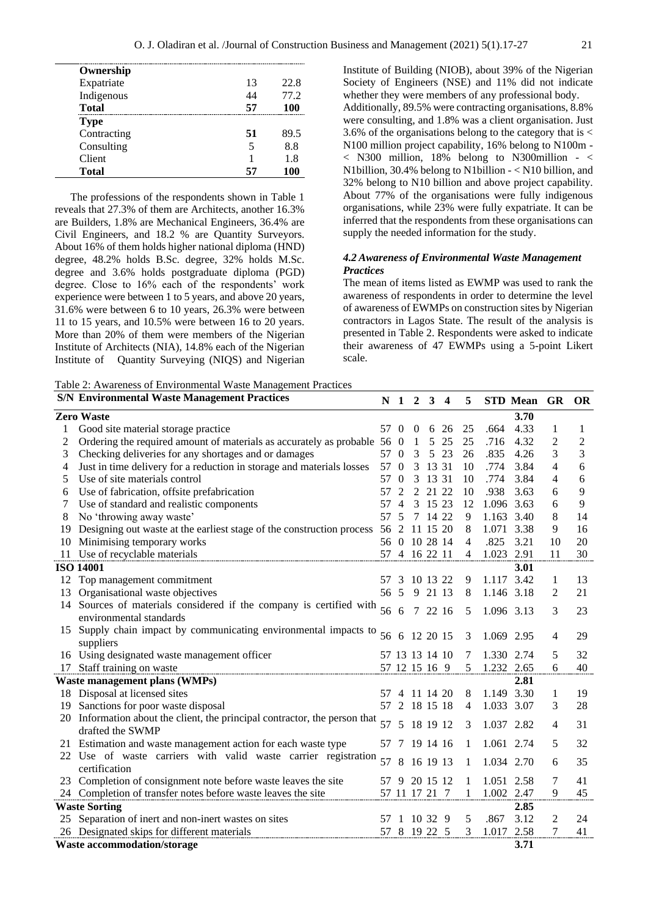| Ownership | | |
|---|---|---|
| Expatriate | 13 | 22.8 |
| Indigenous | 44 | 77.2 |
| **Total** | **57** | **100** |
| **Type** | | |
| Contracting | **51** | 89.5 |
| Consulting | 5 | 8.8 |
| Client | 1 | 1.8 |
| **Total** | **57** | **100** |

The professions of the respondents shown in Table 1 reveals that 27.3% of them are Architects, another 16.3% are Builders, 1.8% are Mechanical Engineers, 36.4% are Civil Engineers, and 18.2 % are Quantity Surveyors. About 16% of them holds higher national diploma (HND) degree, 48.2% holds B.Sc. degree, 32% holds M.Sc. degree and 3.6% holds postgraduate diploma (PGD) degree. Close to 16% each of the respondents' work experience were between 1 to 5 years, and above 20 years, 31.6% were between 6 to 10 years, 26.3% were between 11 to 15 years, and 10.5% were between 16 to 20 years. More than 20% of them were members of the Nigerian Institute of Architects (NIA), 14.8% each of the Nigerian Institute of Quantity Surveying (NIQS) and Nigerian Institute of Building (NIOB), about 39% of the Nigerian Society of Engineers (NSE) and 11% did not indicate whether they were members of any professional body. Additionally, 89.5% were contracting organisations, 8.8% were consulting, and 1.8% was a client organisation. Just 3.6% of the organisations belong to the category that is < N100 million project capability, 16% belong to N100m - < N300 million, 18% belong to N300million - < N1billion, 30.4% belong to N1billion - < N10 billion, and 32% belong to N10 billion and above project capability. About 77% of the organisations were fully indigenous organisations, while 23% were fully expatriate. It can be inferred that the respondents from these organisations can supply the needed information for the study.

### *4.2 Awareness of Environmental Waste Management Practices*

The mean of items listed as EWMP was used to rank the awareness of respondents in order to determine the level of awareness of EWMPs on construction sites by Nigerian contractors in Lagos State. The result of the analysis is presented in Table 2. Respondents were asked to indicate their awareness of 47 EWMPs using a 5-point Likert scale.

Table 2: Awareness of Environmental Waste Management Practices

| S/N | Environmental Waste Management Practices | N | 1 | 2 | 3 | 4 | 5 | STD | Mean | GR | OR |
|---|---|---|---|---|---|---|---|---|---|---|---|
| **Zero Waste** | | | | | | | | | **3.70** | | |
| 1 | Good site material storage practice | 57 | 0 | 0 | 6 | 26 | 25 | .664 | 4.33 | 1 | 1 |
| 2 | Ordering the required amount of materials as accurately as probable | 56 | 0 | 1 | 5 | 25 | 25 | .716 | 4.32 | 2 | 2 |
| 3 | Checking deliveries for any shortages and or damages | 57 | 0 | 3 | 5 | 23 | 26 | .835 | 4.26 | 3 | 3 |
| 4 | Just in time delivery for a reduction in storage and materials losses | 57 | 0 | 3 | 13 | 31 | 10 | .774 | 3.84 | 4 | 6 |
| 5 | Use of site materials control | 57 | 0 | 3 | 13 | 31 | 10 | .774 | 3.84 | 4 | 6 |
| 6 | Use of fabrication, offsite prefabrication | 57 | 2 | 2 | 21 | 22 | 10 | .938 | 3.63 | 6 | 9 |
| 7 | Use of standard and realistic components | 57 | 4 | 3 | 15 | 23 | 12 | 1.096 | 3.63 | 6 | 9 |
| 8 | No 'throwing away waste' | 57 | 5 | 7 | 14 | 22 | 9 | 1.163 | 3.40 | 8 | 14 |
| 19 | Designing out waste at the earliest stage of the construction process | 56 | 2 | 11 | 15 | 20 | 8 | 1.071 | 3.38 | 9 | 16 |
| 10 | Minimising temporary works | 56 | 0 | 10 | 28 | 14 | 4 | .825 | 3.21 | 10 | 20 |
| 11 | Use of recyclable materials | 57 | 4 | 16 | 22 | 11 | 4 | 1.023 | 2.91 | 11 | 30 |
| **ISO 14001** | | | | | | | | | **3.01** | | |
| 12 | Top management commitment | 57 | 3 | 10 | 13 | 22 | 9 | 1.117 | 3.42 | 1 | 13 |
| 13 | Organisational waste objectives | 56 | 5 | 9 | 21 | 13 | 8 | 1.146 | 3.18 | 2 | 21 |
| 14 | Sources of materials considered if the company is certified with environmental standards | 56 | 6 | 7 | 22 | 16 | 5 | 1.096 | 3.13 | 3 | 23 |
| 15 | Supply chain impact by communicating environmental impacts to suppliers | 56 | 6 | 12 | 20 | 15 | 3 | 1.069 | 2.95 | 4 | 29 |
| 16 | Using designated waste management officer | 57 | 13 | 13 | 14 | 10 | 7 | 1.330 | 2.74 | 5 | 32 |
| 17 | Staff training on waste | 57 | 12 | 15 | 16 | 9 | 5 | 1.232 | 2.65 | 6 | 40 |
| **Waste management plans (WMPs)** | | | | | | | | | **2.81** | | |
| 18 | Disposal at licensed sites | 57 | 4 | 11 | 14 | 20 | 8 | 1.149 | 3.30 | 1 | 19 |
| 19 | Sanctions for poor waste disposal | 57 | 2 | 18 | 15 | 18 | 4 | 1.033 | 3.07 | 3 | 28 |
| 20 | Information about the client, the principal contractor, the person that drafted the SWMP | 57 | 5 | 18 | 19 | 12 | 3 | 1.037 | 2.82 | 4 | 31 |
| 21 | Estimation and waste management action for each waste type | 57 | 7 | 19 | 14 | 16 | 1 | 1.061 | 2.74 | 5 | 32 |
| 22 | Use of waste carriers with valid waste carrier registration certification | 57 | 8 | 16 | 19 | 13 | 1 | 1.034 | 2.70 | 6 | 35 |
| 23 | Completion of consignment note before waste leaves the site | 57 | 9 | 20 | 15 | 12 | 1 | 1.051 | 2.58 | 7 | 41 |
| 24 | Completion of transfer notes before waste leaves the site | 57 | 11 | 17 | 21 | 7 | 1 | 1.002 | 2.47 | 9 | 45 |
| **Waste Sorting** | | | | | | | | | **2.85** | | |
| 25 | Separation of inert and non-inert wastes on sites | 57 | 1 | 10 | 32 | 9 | 5 | .867 | 3.12 | 2 | 24 |
| 26 | Designated skips for different materials | 57 | 8 | 19 | 22 | 5 | 3 | 1.017 | 2.58 | 7 | 41 |
| **Waste accommodation/storage** | | | | | | | | | **3.71** | | |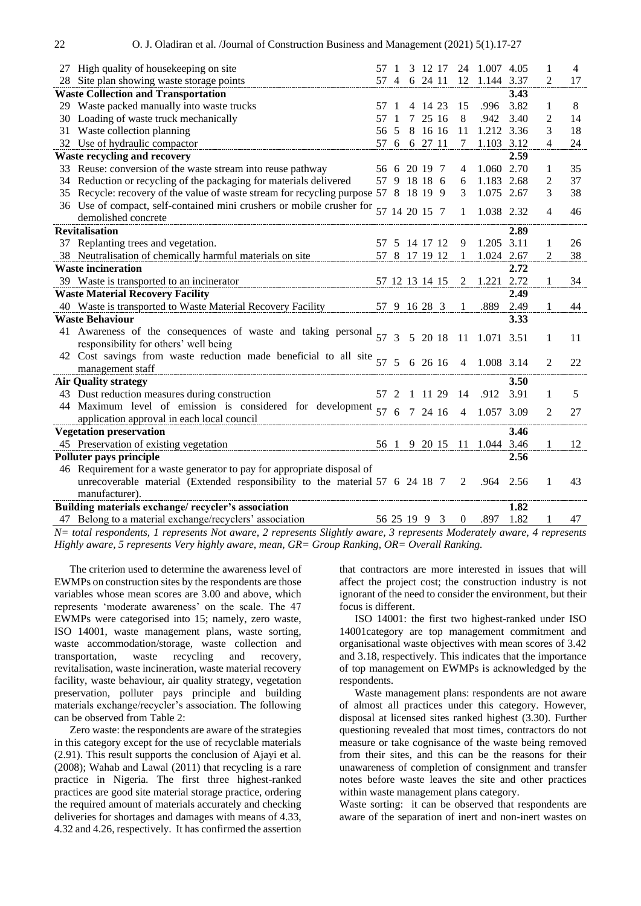| | | N | 1 | 2 | 3 | 4 | 5 | SD | Mean | GR | OR |
|---|---|---|---|---|---|---|---|---|---|---|---|
| 27 | High quality of housekeeping on site | 57 | 1 | 3 | 12 | 17 | 24 | 1.007 | 4.05 | 1 | 4 |
| 28 | Site plan showing waste storage points | 57 | 4 | 6 | 24 | 11 | 12 | 1.144 | 3.37 | 2 | 17 |
| **Waste Collection and Transportation** | | | | | | | | | **3.43** | | |
| 29 | Waste packed manually into waste trucks | 57 | 1 | 4 | 14 | 23 | 15 | .996 | 3.82 | 1 | 8 |
| 30 | Loading of waste truck mechanically | 57 | 1 | 7 | 25 | 16 | 8 | .942 | 3.40 | 2 | 14 |
| 31 | Waste collection planning | 56 | 5 | 8 | 16 | 16 | 11 | 1.212 | 3.36 | 3 | 18 |
| 32 | Use of hydraulic compactor | 57 | 6 | 6 | 27 | 11 | 7 | 1.103 | 3.12 | 4 | 24 |
| **Waste recycling and recovery** | | | | | | | | | **2.59** | | |
| 33 | Reuse: conversion of the waste stream into reuse pathway | 56 | 6 | 20 | 19 | 7 | 4 | 1.060 | 2.70 | 1 | 35 |
| 34 | Reduction or recycling of the packaging for materials delivered | 57 | 9 | 18 | 18 | 6 | 6 | 1.183 | 2.68 | 2 | 37 |
| 35 | Recycle: recovery of the value of waste stream for recycling purpose | 57 | 8 | 18 | 19 | 9 | 3 | 1.075 | 2.67 | 3 | 38 |
| 36 | Use of compact, self-contained mini crushers or mobile crusher for demolished concrete | 57 | 14 | 20 | 15 | 7 | 1 | 1.038 | 2.32 | 4 | 46 |
| **Revitalisation** | | | | | | | | | **2.89** | | |
| 37 | Replanting trees and vegetation. | 57 | 5 | 14 | 17 | 12 | 9 | 1.205 | 3.11 | 1 | 26 |
| 38 | Neutralisation of chemically harmful materials on site | 57 | 8 | 17 | 19 | 12 | 1 | 1.024 | 2.67 | 2 | 38 |
| **Waste incineration** | | | | | | | | | **2.72** | | |
| 39 | Waste is transported to an incinerator | 57 | 12 | 13 | 14 | 15 | 2 | 1.221 | 2.72 | 1 | 34 |
| **Waste Material Recovery Facility** | | | | | | | | | **2.49** | | |
| 40 | Waste is transported to Waste Material Recovery Facility | 57 | 9 | 16 | 28 | 3 | 1 | .889 | 2.49 | 1 | 44 |
| **Waste Behaviour** | | | | | | | | | **3.33** | | |
| 41 | Awareness of the consequences of waste and taking personal responsibility for others' well being | 57 | 3 | 5 | 20 | 18 | 11 | 1.071 | 3.51 | 1 | 11 |
| 42 | Cost savings from waste reduction made beneficial to all site management staff | 57 | 5 | 6 | 26 | 16 | 4 | 1.008 | 3.14 | 2 | 22 |
| **Air Quality strategy** | | | | | | | | | **3.50** | | |
| 43 | Dust reduction measures during construction | 57 | 2 | 1 | 11 | 29 | 14 | .912 | 3.91 | 1 | 5 |
| 44 | Maximum level of emission is considered for development application approval in each local council | 57 | 6 | 7 | 24 | 16 | 4 | 1.057 | 3.09 | 2 | 27 |
| **Vegetation preservation** | | | | | | | | | **3.46** | | |
| 45 | Preservation of existing vegetation | 56 | 1 | 9 | 20 | 15 | 11 | 1.044 | 3.46 | 1 | 12 |
| **Polluter pays principle** | | | | | | | | | **2.56** | | |
| 46 | Requirement for a waste generator to pay for appropriate disposal of unrecoverable material (Extended responsibility to the material manufacturer). | 57 | 6 | 24 | 18 | 7 | 2 | .964 | 2.56 | 1 | 43 |
| **Building materials exchange/ recycler's association** | | | | | | | | | **1.82** | | |
| 47 | Belong to a material exchange/recyclers' association | 56 | 25 | 19 | 9 | 3 | 0 | .897 | 1.82 | 1 | 47 |

*N= total respondents, 1 represents Not aware, 2 represents Slightly aware, 3 represents Moderately aware, 4 represents Highly aware, 5 represents Very highly aware, mean, GR= Group Ranking, OR= Overall Ranking.*

The criterion used to determine the awareness level of EWMPs on construction sites by the respondents are those variables whose mean scores are 3.00 and above, which represents 'moderate awareness' on the scale. The 47 EWMPs were categorised into 15; namely, zero waste, ISO 14001, waste management plans, waste sorting, waste accommodation/storage, waste collection and transportation, waste recycling and recovery, revitalisation, waste incineration, waste material recovery facility, waste behaviour, air quality strategy, vegetation preservation, polluter pays principle and building materials exchange/recycler's association. The following can be observed from Table 2:

Zero waste: the respondents are aware of the strategies in this category except for the use of recyclable materials (2.91). This result supports the conclusion of Ajayi et al. (2008); Wahab and Lawal (2011) that recycling is a rare practice in Nigeria. The first three highest-ranked practices are good site material storage practice, ordering the required amount of materials accurately and checking deliveries for shortages and damages with means of 4.33, 4.32 and 4.26, respectively. It has confirmed the assertion that contractors are more interested in issues that will affect the project cost; the construction industry is not ignorant of the need to consider the environment, but their focus is different.

ISO 14001: the first two highest-ranked under ISO 14001category are top management commitment and organisational waste objectives with mean scores of 3.42 and 3.18, respectively. This indicates that the importance of top management on EWMPs is acknowledged by the respondents.

Waste management plans: respondents are not aware of almost all practices under this category. However, disposal at licensed sites ranked highest (3.30). Further questioning revealed that most times, contractors do not measure or take cognisance of the waste being removed from their sites, and this can be the reasons for their unawareness of completion of consignment and transfer notes before waste leaves the site and other practices within waste management plans category.

Waste sorting: it can be observed that respondents are aware of the separation of inert and non-inert wastes on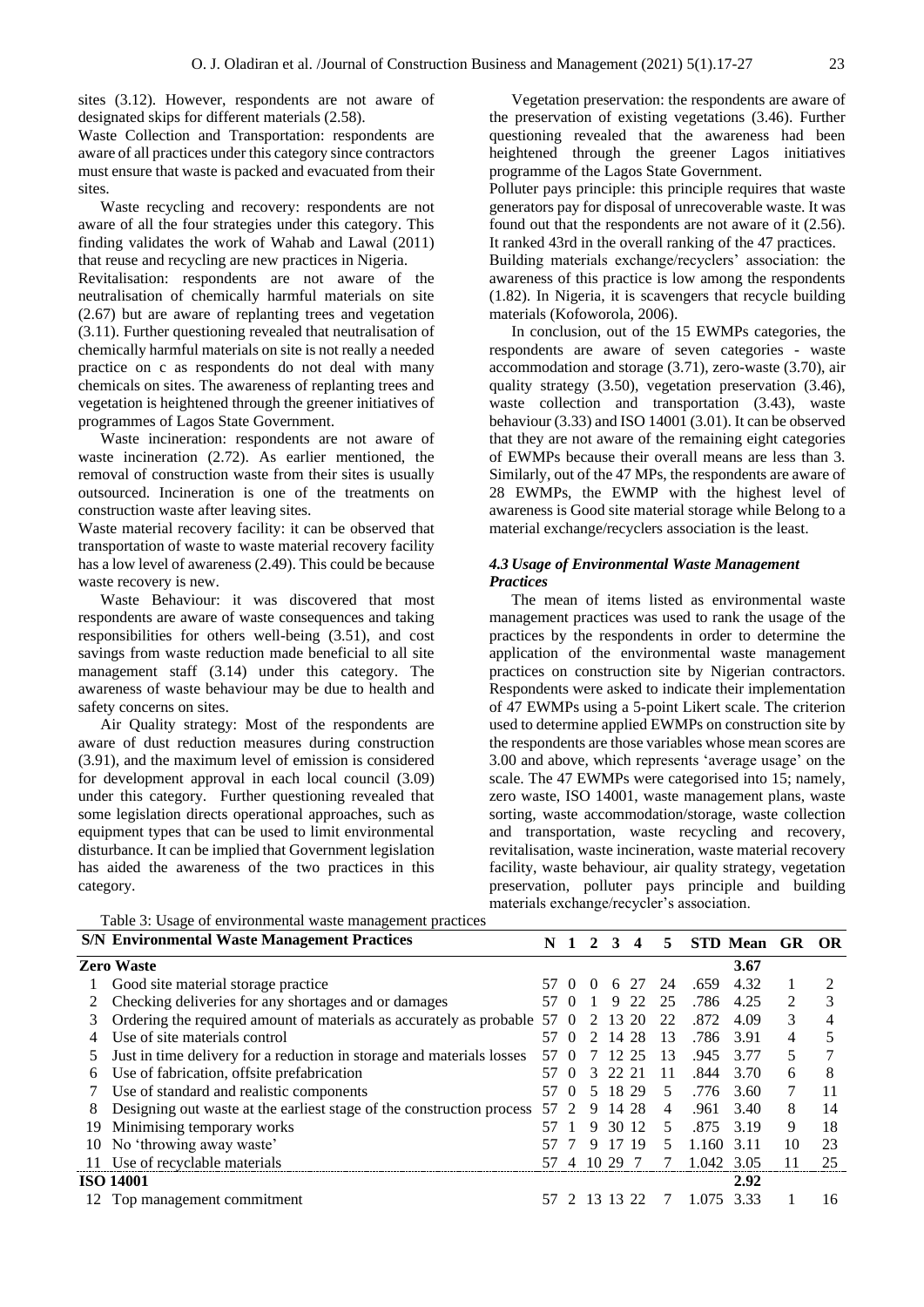sites (3.12). However, respondents are not aware of designated skips for different materials (2.58).

Waste Collection and Transportation: respondents are aware of all practices under this category since contractors must ensure that waste is packed and evacuated from their sites.

Waste recycling and recovery: respondents are not aware of all the four strategies under this category. This finding validates the work of Wahab and Lawal (2011) that reuse and recycling are new practices in Nigeria.

Revitalisation: respondents are not aware of the neutralisation of chemically harmful materials on site (2.67) but are aware of replanting trees and vegetation (3.11). Further questioning revealed that neutralisation of chemically harmful materials on site is not really a needed practice on c as respondents do not deal with many chemicals on sites. The awareness of replanting trees and vegetation is heightened through the greener initiatives of programmes of Lagos State Government.

Waste incineration: respondents are not aware of waste incineration (2.72). As earlier mentioned, the removal of construction waste from their sites is usually outsourced. Incineration is one of the treatments on construction waste after leaving sites.

Waste material recovery facility: it can be observed that transportation of waste to waste material recovery facility has a low level of awareness (2.49). This could be because waste recovery is new.

Waste Behaviour: it was discovered that most respondents are aware of waste consequences and taking responsibilities for others well-being (3.51), and cost savings from waste reduction made beneficial to all site management staff (3.14) under this category. The awareness of waste behaviour may be due to health and safety concerns on sites.

Air Quality strategy: Most of the respondents are aware of dust reduction measures during construction (3.91), and the maximum level of emission is considered for development approval in each local council (3.09) under this category. Further questioning revealed that some legislation directs operational approaches, such as equipment types that can be used to limit environmental disturbance. It can be implied that Government legislation has aided the awareness of the two practices in this category.

Vegetation preservation: the respondents are aware of the preservation of existing vegetations (3.46). Further questioning revealed that the awareness had been heightened through the greener Lagos initiatives programme of the Lagos State Government.

Polluter pays principle: this principle requires that waste generators pay for disposal of unrecoverable waste. It was found out that the respondents are not aware of it (2.56). It ranked 43rd in the overall ranking of the 47 practices.

Building materials exchange/recyclers' association: the awareness of this practice is low among the respondents (1.82). In Nigeria, it is scavengers that recycle building materials (Kofoworola, 2006).

In conclusion, out of the 15 EWMPs categories, the respondents are aware of seven categories - waste accommodation and storage (3.71), zero-waste (3.70), air quality strategy (3.50), vegetation preservation (3.46), waste collection and transportation (3.43), waste behaviour (3.33) and ISO 14001 (3.01). It can be observed that they are not aware of the remaining eight categories of EWMPs because their overall means are less than 3. Similarly, out of the 47 MPs, the respondents are aware of 28 EWMPs, the EWMP with the highest level of awareness is Good site material storage while Belong to a material exchange/recyclers association is the least.

### *4.3 Usage of Environmental Waste Management Practices*

The mean of items listed as environmental waste management practices was used to rank the usage of the practices by the respondents in order to determine the application of the environmental waste management practices on construction site by Nigerian contractors. Respondents were asked to indicate their implementation of 47 EWMPs using a 5-point Likert scale. The criterion used to determine applied EWMPs on construction site by the respondents are those variables whose mean scores are 3.00 and above, which represents 'average usage' on the scale. The 47 EWMPs were categorised into 15; namely, zero waste, ISO 14001, waste management plans, waste sorting, waste accommodation/storage, waste collection and transportation, waste recycling and recovery, revitalisation, waste incineration, waste material recovery facility, waste behaviour, air quality strategy, vegetation preservation, polluter pays principle and building materials exchange/recycler's association.

Table 3: Usage of environmental waste management practices

| S/N | Environmental Waste Management Practices | N | 1 | 2 | 3 | 4 | 5 | STD | Mean | GR | OR |
|---|---|---|---|---|---|---|---|---|---|---|---|
| | **Zero Waste** | | | | | | | | **3.67** | | |
| 1 | Good site material storage practice | 57 | 0 | 0 | 6 | 27 | 24 | .659 | 4.32 | 1 | 2 |
| 2 | Checking deliveries for any shortages and or damages | 57 | 0 | 1 | 9 | 22 | 25 | .786 | 4.25 | 2 | 3 |
| 3 | Ordering the required amount of materials as accurately as probable | 57 | 0 | 2 | 13 | 20 | 22 | .872 | 4.09 | 3 | 4 |
| 4 | Use of site materials control | 57 | 0 | 2 | 14 | 28 | 13 | .786 | 3.91 | 4 | 5 |
| 5 | Just in time delivery for a reduction in storage and materials losses | 57 | 0 | 7 | 12 | 25 | 13 | .945 | 3.77 | 5 | 7 |
| 6 | Use of fabrication, offsite prefabrication | 57 | 0 | 3 | 22 | 21 | 11 | .844 | 3.70 | 6 | 8 |
| 7 | Use of standard and realistic components | 57 | 0 | 5 | 18 | 29 | 5 | .776 | 3.60 | 7 | 11 |
| 8 | Designing out waste at the earliest stage of the construction process | 57 | 2 | 9 | 14 | 28 | 4 | .961 | 3.40 | 8 | 14 |
| 19 | Minimising temporary works | 57 | 1 | 9 | 30 | 12 | 5 | .875 | 3.19 | 9 | 18 |
| 10 | No 'throwing away waste' | 57 | 7 | 9 | 17 | 19 | 5 | 1.160 | 3.11 | 10 | 23 |
| 11 | Use of recyclable materials | 57 | 4 | 10 | 29 | 7 | 7 | 1.042 | 3.05 | 11 | 25 |
| | **ISO 14001** | | | | | | | | **2.92** | | |
| 12 | Top management commitment | 57 | 2 | 13 | 13 | 22 | 7 | 1.075 | 3.33 | 1 | 16 |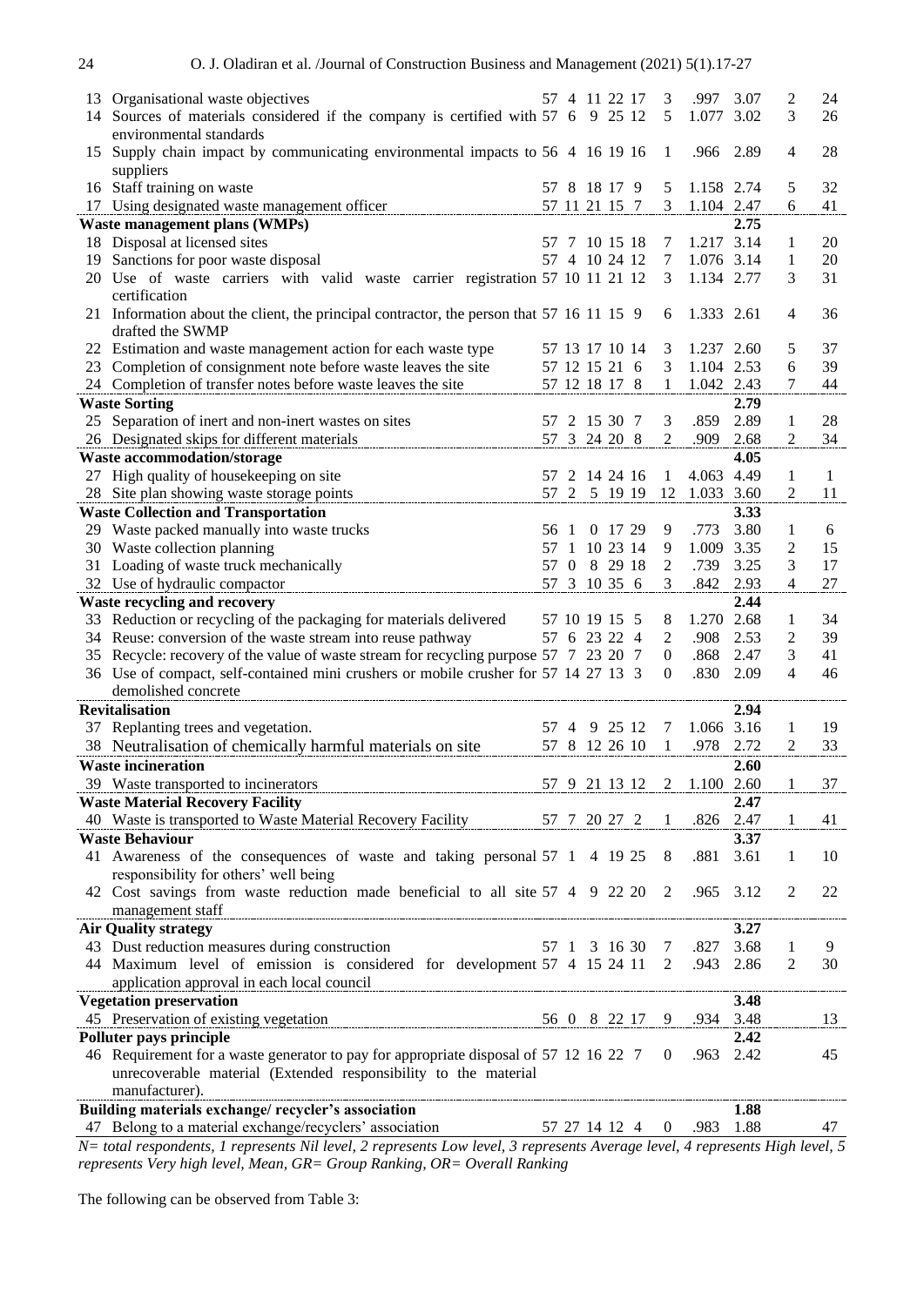| | | N | 1 | 2 | 3 | 4 | 5 | SD | Mean | GR | OR |
|---|---|---|---|---|---|---|---|---|---|---|---|
| 13 | Organisational waste objectives | 57 | 4 | 11 | 22 | 17 | 3 | .997 | 3.07 | 2 | 24 |
| 14 | Sources of materials considered if the company is certified with environmental standards | 57 | 6 | 9 | 25 | 12 | 5 | 1.077 | 3.02 | 3 | 26 |
| 15 | Supply chain impact by communicating environmental impacts to suppliers | 56 | 4 | 16 | 19 | 16 | 1 | .966 | 2.89 | 4 | 28 |
| 16 | Staff training on waste | 57 | 8 | 18 | 17 | 9 | 5 | 1.158 | 2.74 | 5 | 32 |
| 17 | Using designated waste management officer | 57 | 11 | 21 | 15 | 7 | 3 | 1.104 | 2.47 | 6 | 41 |
| **Waste management plans (WMPs)** | | | | | | | | | **2.75** | | |
| 18 | Disposal at licensed sites | 57 | 7 | 10 | 15 | 18 | 7 | 1.217 | 3.14 | 1 | 20 |
| 19 | Sanctions for poor waste disposal | 57 | 4 | 10 | 24 | 12 | 7 | 1.076 | 3.14 | 1 | 20 |
| 20 | Use of waste carriers with valid waste carrier registration certification | 57 | 10 | 11 | 21 | 12 | 3 | 1.134 | 2.77 | 3 | 31 |
| 21 | Information about the client, the principal contractor, the person that drafted the SWMP | 57 | 16 | 11 | 15 | 9 | 6 | 1.333 | 2.61 | 4 | 36 |
| 22 | Estimation and waste management action for each waste type | 57 | 13 | 17 | 10 | 14 | 3 | 1.237 | 2.60 | 5 | 37 |
| 23 | Completion of consignment note before waste leaves the site | 57 | 12 | 15 | 21 | 6 | 3 | 1.104 | 2.53 | 6 | 39 |
| 24 | Completion of transfer notes before waste leaves the site | 57 | 12 | 18 | 17 | 8 | 1 | 1.042 | 2.43 | 7 | 44 |
| **Waste Sorting** | | | | | | | | | **2.79** | | |
| 25 | Separation of inert and non-inert wastes on sites | 57 | 2 | 15 | 30 | 7 | 3 | .859 | 2.89 | 1 | 28 |
| 26 | Designated skips for different materials | 57 | 3 | 24 | 20 | 8 | 2 | .909 | 2.68 | 2 | 34 |
| **Waste accommodation/storage** | | | | | | | | | **4.05** | | |
| 27 | High quality of housekeeping on site | 57 | 2 | 14 | 24 | 16 | 1 | 4.063 | 4.49 | 1 | 1 |
| 28 | Site plan showing waste storage points | 57 | 2 | 5 | 19 | 19 | 12 | 1.033 | 3.60 | 2 | 11 |
| **Waste Collection and Transportation** | | | | | | | | | **3.33** | | |
| 29 | Waste packed manually into waste trucks | 56 | 1 | 0 | 17 | 29 | 9 | .773 | 3.80 | 1 | 6 |
| 30 | Waste collection planning | 57 | 1 | 10 | 23 | 14 | 9 | 1.009 | 3.35 | 2 | 15 |
| 31 | Loading of waste truck mechanically | 57 | 0 | 8 | 29 | 18 | 2 | .739 | 3.25 | 3 | 17 |
| 32 | Use of hydraulic compactor | 57 | 3 | 10 | 35 | 6 | 3 | .842 | 2.93 | 4 | 27 |
| **Waste recycling and recovery** | | | | | | | | | **2.44** | | |
| 33 | Reduction or recycling of the packaging for materials delivered | 57 | 10 | 19 | 15 | 5 | 8 | 1.270 | 2.68 | 1 | 34 |
| 34 | Reuse: conversion of the waste stream into reuse pathway | 57 | 6 | 23 | 22 | 4 | 2 | .908 | 2.53 | 2 | 39 |
| 35 | Recycle: recovery of the value of waste stream for recycling purpose | 57 | 7 | 23 | 20 | 7 | 0 | .868 | 2.47 | 3 | 41 |
| 36 | Use of compact, self-contained mini crushers or mobile crusher for demolished concrete | 57 | 14 | 27 | 13 | 3 | 0 | .830 | 2.09 | 4 | 46 |
| **Revitalisation** | | | | | | | | | **2.94** | | |
| 37 | Replanting trees and vegetation. | 57 | 4 | 9 | 25 | 12 | 7 | 1.066 | 3.16 | 1 | 19 |
| 38 | Neutralisation of chemically harmful materials on site | 57 | 8 | 12 | 26 | 10 | 1 | .978 | 2.72 | 2 | 33 |
| **Waste incineration** | | | | | | | | | **2.60** | | |
| 39 | Waste transported to incinerators | 57 | 9 | 21 | 13 | 12 | 2 | 1.100 | 2.60 | 1 | 37 |
| **Waste Material Recovery Facility** | | | | | | | | | **2.47** | | |
| 40 | Waste is transported to Waste Material Recovery Facility | 57 | 7 | 20 | 27 | 2 | 1 | .826 | 2.47 | 1 | 41 |
| **Waste Behaviour** | | | | | | | | | **3.37** | | |
| 41 | Awareness of the consequences of waste and taking personal responsibility for others' well being | 57 | 1 | 4 | 19 | 25 | 8 | .881 | 3.61 | 1 | 10 |
| 42 | Cost savings from waste reduction made beneficial to all site management staff | 57 | 4 | 9 | 22 | 20 | 2 | .965 | 3.12 | 2 | 22 |
| **Air Quality strategy** | | | | | | | | | **3.27** | | |
| 43 | Dust reduction measures during construction | 57 | 1 | 3 | 16 | 30 | 7 | .827 | 3.68 | 1 | 9 |
| 44 | Maximum level of emission is considered for development application approval in each local council | 57 | 4 | 15 | 24 | 11 | 2 | .943 | 2.86 | 2 | 30 |
| **Vegetation preservation** | | | | | | | | | **3.48** | | |
| 45 | Preservation of existing vegetation | 56 | 0 | 8 | 22 | 17 | 9 | .934 | 3.48 | | 13 |
| **Polluter pays principle** | | | | | | | | | **2.42** | | |
| 46 | Requirement for a waste generator to pay for appropriate disposal of unrecoverable material (Extended responsibility to the material manufacturer). | 57 | 12 | 16 | 22 | 7 | 0 | .963 | 2.42 | | 45 |
| **Building materials exchange/ recycler's association** | | | | | | | | | **1.88** | | |
| 47 | Belong to a material exchange/recyclers' association | 57 | 27 | 14 | 12 | 4 | 0 | .983 | 1.88 | | 47 |

*N= total respondents, 1 represents Nil level, 2 represents Low level, 3 represents Average level, 4 represents High level, 5 represents Very high level, Mean, GR= Group Ranking, OR= Overall Ranking*

The following can be observed from Table 3: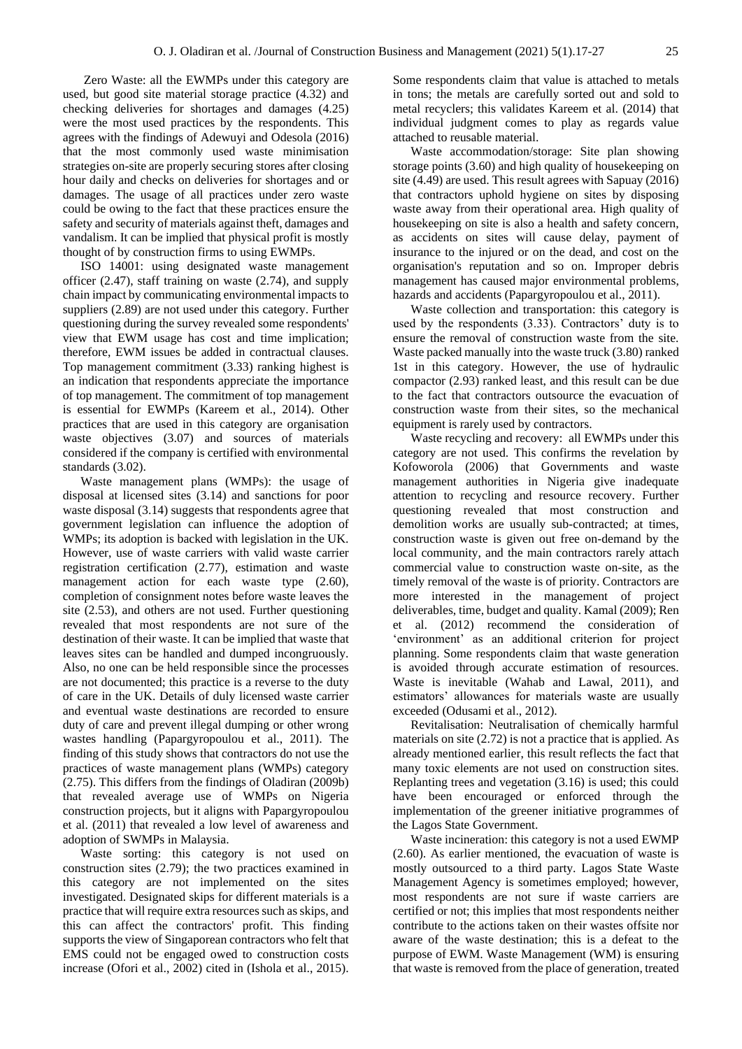Zero Waste: all the EWMPs under this category are used, but good site material storage practice (4.32) and checking deliveries for shortages and damages (4.25) were the most used practices by the respondents. This agrees with the findings of Adewuyi and Odesola (2016) that the most commonly used waste minimisation strategies on-site are properly securing stores after closing hour daily and checks on deliveries for shortages and or damages. The usage of all practices under zero waste could be owing to the fact that these practices ensure the safety and security of materials against theft, damages and vandalism. It can be implied that physical profit is mostly thought of by construction firms to using EWMPs.

ISO 14001: using designated waste management officer (2.47), staff training on waste (2.74), and supply chain impact by communicating environmental impacts to suppliers (2.89) are not used under this category. Further questioning during the survey revealed some respondents' view that EWM usage has cost and time implication; therefore, EWM issues be added in contractual clauses. Top management commitment (3.33) ranking highest is an indication that respondents appreciate the importance of top management. The commitment of top management is essential for EWMPs (Kareem et al., 2014). Other practices that are used in this category are organisation waste objectives (3.07) and sources of materials considered if the company is certified with environmental standards (3.02).

Waste management plans (WMPs): the usage of disposal at licensed sites (3.14) and sanctions for poor waste disposal (3.14) suggests that respondents agree that government legislation can influence the adoption of WMPs; its adoption is backed with legislation in the UK. However, use of waste carriers with valid waste carrier registration certification (2.77), estimation and waste management action for each waste type (2.60), completion of consignment notes before waste leaves the site (2.53), and others are not used. Further questioning revealed that most respondents are not sure of the destination of their waste. It can be implied that waste that leaves sites can be handled and dumped incongruously. Also, no one can be held responsible since the processes are not documented; this practice is a reverse to the duty of care in the UK. Details of duly licensed waste carrier and eventual waste destinations are recorded to ensure duty of care and prevent illegal dumping or other wrong wastes handling (Papargyropoulou et al., 2011). The finding of this study shows that contractors do not use the practices of waste management plans (WMPs) category (2.75). This differs from the findings of Oladiran (2009b) that revealed average use of WMPs on Nigeria construction projects, but it aligns with Papargyropoulou et al. (2011) that revealed a low level of awareness and adoption of SWMPs in Malaysia.

Waste sorting: this category is not used on construction sites (2.79); the two practices examined in this category are not implemented on the sites investigated. Designated skips for different materials is a practice that will require extra resources such as skips, and this can affect the contractors' profit. This finding supports the view of Singaporean contractors who felt that EMS could not be engaged owed to construction costs increase (Ofori et al., 2002) cited in (Ishola et al., 2015). Some respondents claim that value is attached to metals in tons; the metals are carefully sorted out and sold to metal recyclers; this validates Kareem et al. (2014) that individual judgment comes to play as regards value attached to reusable material.

Waste accommodation/storage: Site plan showing storage points (3.60) and high quality of housekeeping on site (4.49) are used. This result agrees with Sapuay (2016) that contractors uphold hygiene on sites by disposing waste away from their operational area. High quality of housekeeping on site is also a health and safety concern, as accidents on sites will cause delay, payment of insurance to the injured or on the dead, and cost on the organisation's reputation and so on. Improper debris management has caused major environmental problems, hazards and accidents (Papargyropoulou et al., 2011).

Waste collection and transportation: this category is used by the respondents (3.33). Contractors' duty is to ensure the removal of construction waste from the site. Waste packed manually into the waste truck (3.80) ranked 1st in this category. However, the use of hydraulic compactor (2.93) ranked least, and this result can be due to the fact that contractors outsource the evacuation of construction waste from their sites, so the mechanical equipment is rarely used by contractors.

Waste recycling and recovery: all EWMPs under this category are not used. This confirms the revelation by Kofoworola (2006) that Governments and waste management authorities in Nigeria give inadequate attention to recycling and resource recovery. Further questioning revealed that most construction and demolition works are usually sub-contracted; at times, construction waste is given out free on-demand by the local community, and the main contractors rarely attach commercial value to construction waste on-site, as the timely removal of the waste is of priority. Contractors are more interested in the management of project deliverables, time, budget and quality. Kamal (2009); Ren et al. (2012) recommend the consideration of 'environment' as an additional criterion for project planning. Some respondents claim that waste generation is avoided through accurate estimation of resources. Waste is inevitable (Wahab and Lawal, 2011), and estimators' allowances for materials waste are usually exceeded (Odusami et al., 2012).

Revitalisation: Neutralisation of chemically harmful materials on site (2.72) is not a practice that is applied. As already mentioned earlier, this result reflects the fact that many toxic elements are not used on construction sites. Replanting trees and vegetation (3.16) is used; this could have been encouraged or enforced through the implementation of the greener initiative programmes of the Lagos State Government.

Waste incineration: this category is not a used EWMP (2.60). As earlier mentioned, the evacuation of waste is mostly outsourced to a third party. Lagos State Waste Management Agency is sometimes employed; however, most respondents are not sure if waste carriers are certified or not; this implies that most respondents neither contribute to the actions taken on their wastes offsite nor aware of the waste destination; this is a defeat to the purpose of EWM. Waste Management (WM) is ensuring that waste is removed from the place of generation, treated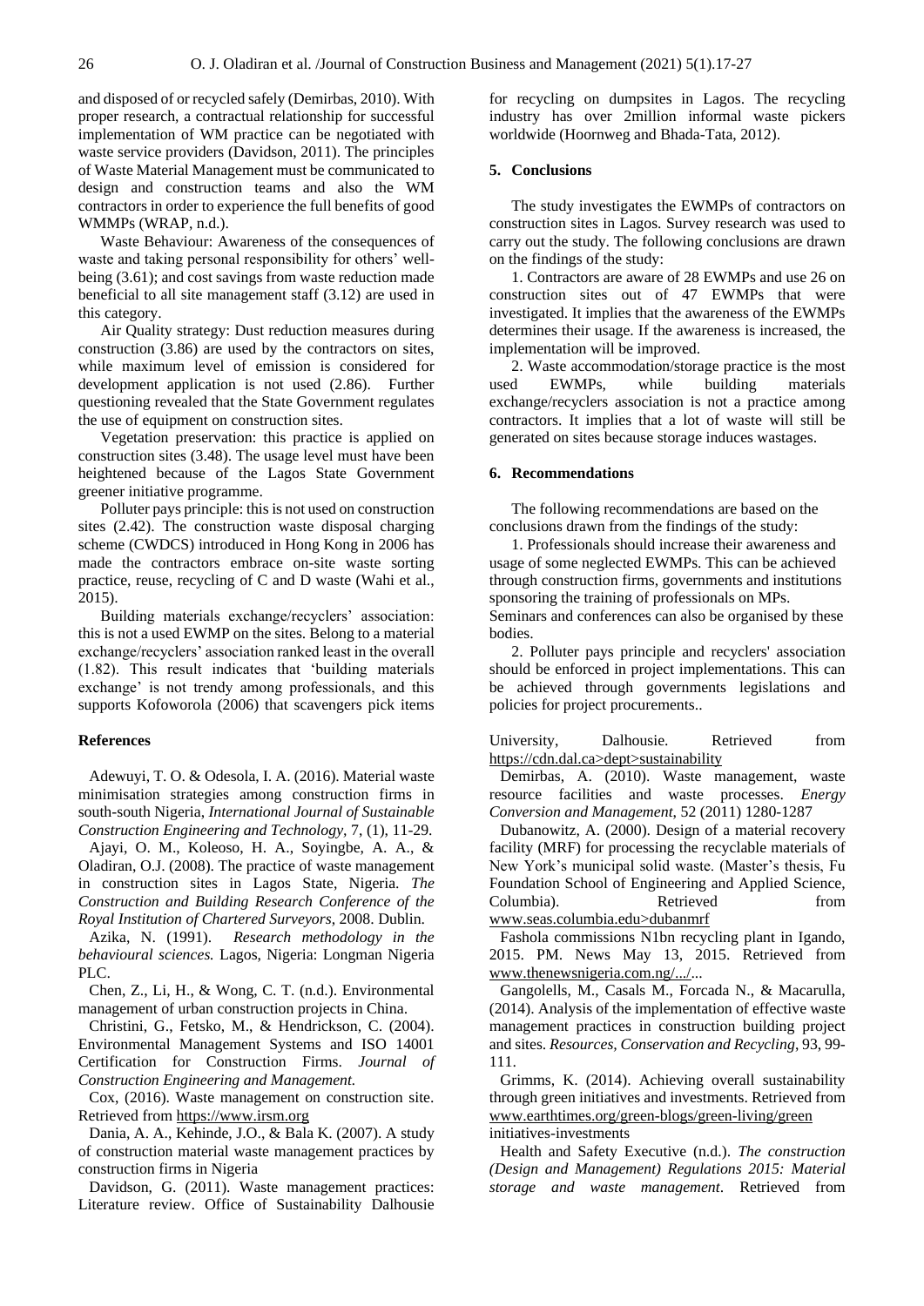and disposed of or recycled safely (Demirbas, 2010). With proper research, a contractual relationship for successful implementation of WM practice can be negotiated with waste service providers (Davidson, 2011). The principles of Waste Material Management must be communicated to design and construction teams and also the WM contractors in order to experience the full benefits of good WMMPs (WRAP, n.d.).

Waste Behaviour: Awareness of the consequences of waste and taking personal responsibility for others' well-being (3.61); and cost savings from waste reduction made beneficial to all site management staff (3.12) are used in this category.

Air Quality strategy: Dust reduction measures during construction (3.86) are used by the contractors on sites, while maximum level of emission is considered for development application is not used (2.86). Further questioning revealed that the State Government regulates the use of equipment on construction sites.

Vegetation preservation: this practice is applied on construction sites (3.48). The usage level must have been heightened because of the Lagos State Government greener initiative programme.

Polluter pays principle: this is not used on construction sites (2.42). The construction waste disposal charging scheme (CWDCS) introduced in Hong Kong in 2006 has made the contractors embrace on-site waste sorting practice, reuse, recycling of C and D waste (Wahi et al., 2015).

Building materials exchange/recyclers' association: this is not a used EWMP on the sites. Belong to a material exchange/recyclers' association ranked least in the overall (1.82). This result indicates that 'building materials exchange' is not trendy among professionals, and this supports Kofoworola (2006) that scavengers pick items for recycling on dumpsites in Lagos. The recycling industry has over 2million informal waste pickers worldwide (Hoornweg and Bhada-Tata, 2012).

## 5. Conclusions

The study investigates the EWMPs of contractors on construction sites in Lagos. Survey research was used to carry out the study. The following conclusions are drawn on the findings of the study:

1. Contractors are aware of 28 EWMPs and use 26 on construction sites out of 47 EWMPs that were investigated. It implies that the awareness of the EWMPs determines their usage. If the awareness is increased, the implementation will be improved.

2. Waste accommodation/storage practice is the most used EWMPs, while building materials exchange/recyclers association is not a practice among contractors. It implies that a lot of waste will still be generated on sites because storage induces wastages.

## 6. Recommendations

The following recommendations are based on the conclusions drawn from the findings of the study:

1. Professionals should increase their awareness and usage of some neglected EWMPs. This can be achieved through construction firms, governments and institutions sponsoring the training of professionals on MPs. Seminars and conferences can also be organised by these bodies.

2. Polluter pays principle and recyclers' association should be enforced in project implementations. This can be achieved through governments legislations and policies for project procurements..

## References

Adewuyi, T. O. & Odesola, I. A. (2016). Material waste minimisation strategies among construction firms in south-south Nigeria, *International Journal of Sustainable Construction Engineering and Technology,* 7, (1), 11-29.

Ajayi, O. M., Koleoso, H. A., Soyingbe, A. A., & Oladiran, O.J. (2008). The practice of waste management in construction sites in Lagos State, Nigeria. *The Construction and Building Research Conference of the Royal Institution of Chartered Surveyors*, 2008. Dublin.

Azika, N. (1991). *Research methodology in the behavioural sciences.* Lagos, Nigeria: Longman Nigeria PLC.

Chen, Z., Li, H., & Wong, C. T. (n.d.). Environmental management of urban construction projects in China.

Christini, G., Fetsko, M., & Hendrickson, C. (2004). Environmental Management Systems and ISO 14001 Certification for Construction Firms. *Journal of Construction Engineering and Management.*

Cox, (2016). Waste management on construction site. Retrieved from https://www.irsm.org

Dania, A. A., Kehinde, J.O., & Bala K. (2007). A study of construction material waste management practices by construction firms in Nigeria

Davidson, G. (2011). Waste management practices: Literature review. Office of Sustainability Dalhousie University, Dalhousie. Retrieved from https://cdn.dal.ca>dept>sustainability

Demirbas, A. (2010). Waste management, waste resource facilities and waste processes. *Energy Conversion and Management*, 52 (2011) 1280-1287

Dubanowitz, A. (2000). Design of a material recovery facility (MRF) for processing the recyclable materials of New York's municipal solid waste. (Master's thesis, Fu Foundation School of Engineering and Applied Science, Columbia). Retrieved from www.seas.columbia.edu>dubanmrf

Fashola commissions N1bn recycling plant in Igando, 2015. PM. News May 13, 2015. Retrieved from www.thenewsnigeria.com.ng/.../...

Gangolells, M., Casals M., Forcada N., & Macarulla, (2014). Analysis of the implementation of effective waste management practices in construction building project and sites. *Resources, Conservation and Recycling*, 93, 99-111.

Grimms, K. (2014). Achieving overall sustainability through green initiatives and investments. Retrieved from www.earthtimes.org/green-blogs/green-living/green initiatives-investments

Health and Safety Executive (n.d.). *The construction (Design and Management) Regulations 2015: Material storage and waste management*. Retrieved from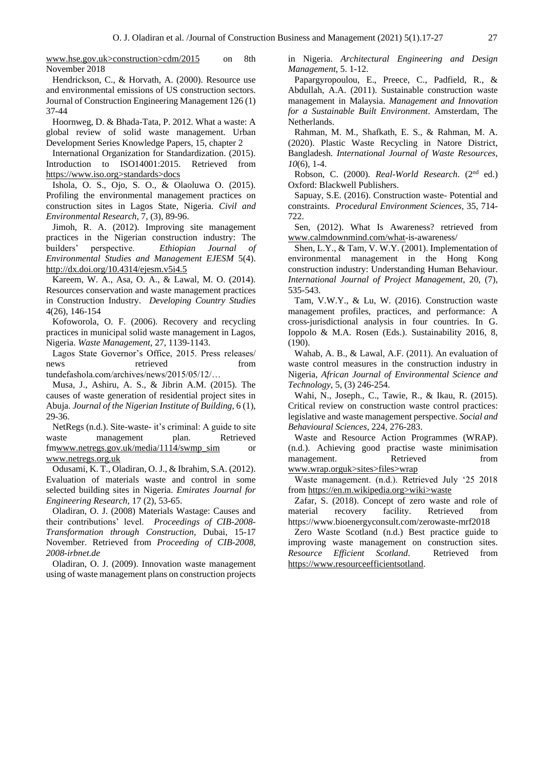www.hse.gov.uk>construction>cdm/2015 on 8th November 2018

Hendrickson, C., & Horvath, A. (2000). Resource use and environmental emissions of US construction sectors. Journal of Construction Engineering Management 126 (1) 37-44

Hoornweg, D. & Bhada-Tata, P. 2012. What a waste: A global review of solid waste management. Urban Development Series Knowledge Papers, 15, chapter 2

International Organization for Standardization. (2015). Introduction to ISO14001:2015. Retrieved from https://www.iso.org>standards>docs

Ishola, O. S., Ojo, S. O., & Olaoluwa O. (2015). Profiling the environmental management practices on construction sites in Lagos State, Nigeria. *Civil and Environmental Research*, 7, (3), 89-96.

Jimoh, R. A. (2012). Improving site management practices in the Nigerian construction industry: The builders' perspective. *Ethiopian Journal of Environmental Studies and Management EJESM* 5(4). http://dx.doi.org/10.4314/ejesm.v5i4.5

Kareem, W. A., Asa, O. A., & Lawal, M. O. (2014). Resources conservation and waste management practices in Construction Industry. *Developing Country Studies* 4(26), 146-154

Kofoworola, O. F. (2006). Recovery and recycling practices in municipal solid waste management in Lagos, Nigeria. *Waste Management*, 27, 1139-1143.

Lagos State Governor's Office, 2015. Press releases/ news retrieved from tundefashola.com/archives/news/2015/05/12/…

Musa, J., Ashiru, A. S., & Jibrin A.M. (2015). The causes of waste generation of residential project sites in Abuja. *Journal of the Nigerian Institute of Building*, 6 (1), 29-36.

NetRegs (n.d.). Site-waste- it's criminal: A guide to site waste management plan. Retrieved fmwww.netregs.gov.uk/media/1114/swmp_sim or www.netregs.org.uk

Odusami, K. T., Oladiran, O. J., & Ibrahim, S.A. (2012). Evaluation of materials waste and control in some selected building sites in Nigeria. *Emirates Journal for Engineering Research*, 17 (2), 53-65.

Oladiran, O. J. (2008) Materials Wastage: Causes and their contributions' level. *Proceedings of CIB-2008-Transformation through Construction*, Dubai, 15-17 November. Retrieved from *Proceeding of CIB-2008, 2008-irbnet.de*

Oladiran, O. J. (2009). Innovation waste management using of waste management plans on construction projects in Nigeria. *Architectural Engineering and Design Management*, 5. 1-12.

Papargyropoulou, E., Preece, C., Padfield, R., & Abdullah, A.A. (2011). Sustainable construction waste management in Malaysia. *Management and Innovation for a Sustainable Built Environment*. Amsterdam, The Netherlands.

Rahman, M. M., Shafkath, E. S., & Rahman, M. A. (2020). Plastic Waste Recycling in Natore District, Bangladesh. *International Journal of Waste Resources, 10*(6), 1-4.

Robson, C. (2000). *Real-World Research*. (2nd ed.) Oxford: Blackwell Publishers.

Sapuay, S.E. (2016). Construction waste- Potential and constraints. *Procedural Environment Sciences*, 35, 714-722.

Sen, (2012). What Is Awareness? retrieved from www.calmdownmind.com/what-is-awareness/

Shen, L.Y., & Tam, V. W.Y. (2001). Implementation of environmental management in the Hong Kong construction industry: Understanding Human Behaviour. *International Journal of Project Management*, 20, (7), 535-543.

Tam, V.W.Y., & Lu, W. (2016). Construction waste management profiles, practices, and performance: A cross-jurisdictional analysis in four countries. In G. Ioppolo & M.A. Rosen (Eds.). Sustainability 2016, 8, (190).

Wahab, A. B., & Lawal, A.F. (2011). An evaluation of waste control measures in the construction industry in Nigeria, *African Journal of Environmental Science and Technology*, 5, (3) 246-254.

Wahi, N., Joseph., C., Tawie, R., & Ikau, R. (2015). Critical review on construction waste control practices: legislative and waste management perspective. *Social and Behavioural Sciences*, 224, 276-283.

Waste and Resource Action Programmes (WRAP). (n.d.). Achieving good practise waste minimisation management. Retrieved from www.wrap.orguk>sites>files>wrap

Waste management. (n.d.). Retrieved July '25 2018 from https://en.m.wikipedia.org>wiki>waste

Zafar, S. (2018). Concept of zero waste and role of material recovery facility. Retrieved from https://www.bioenergyconsult.com/zerowaste-mrf2018

Zero Waste Scotland (n.d.) Best practice guide to improving waste management on construction sites. *Resource Efficient Scotland*. Retrieved from https://www.resourceefficientsotland.